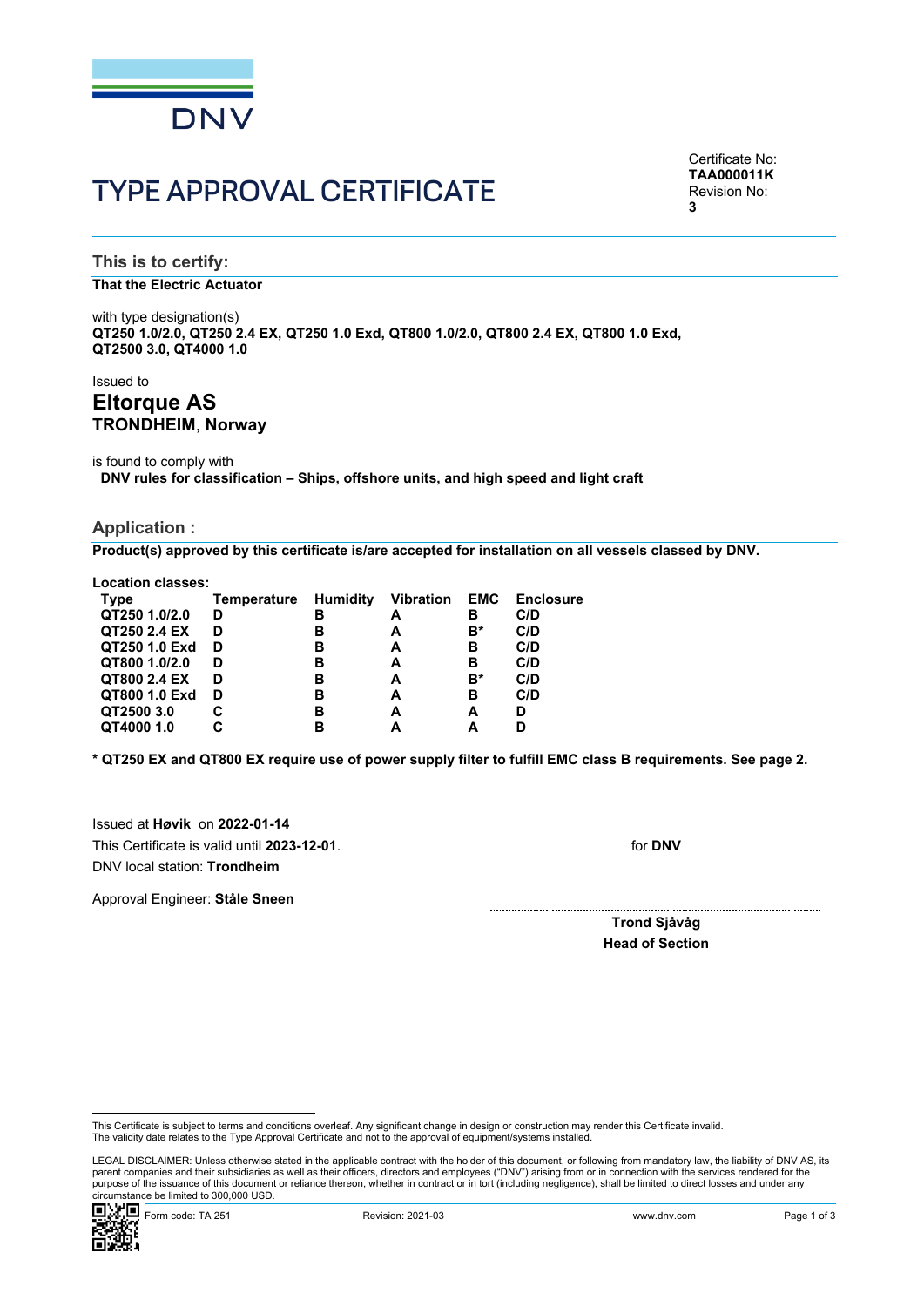DNV

# TYPE APPROVAL CERTIFICATE

Certificate No:
**TAA000011K**
Revision No:
**3**

## This is to certify:

**That the Electric Actuator**

with type designation(s)
**QT250 1.0/2.0, QT250 2.4 EX, QT250 1.0 Exd, QT800 1.0/2.0, QT800 2.4 EX, QT800 1.0 Exd, QT2500 3.0, QT4000 1.0**

Issued to
# Eltorque AS
**TRONDHEIM**, **Norway**

is found to comply with
**DNV rules for classification – Ships, offshore units, and high speed and light craft**

## Application :

**Product(s) approved by this certificate is/are accepted for installation on all vessels classed by DNV.**

**Location classes:**

| Type | Temperature | Humidity | Vibration | EMC | Enclosure |
|---|---|---|---|---|---|
| QT250 1.0/2.0 | D | B | A | B | C/D |
| QT250 2.4 EX | D | B | A | B* | C/D |
| QT250 1.0 Exd | D | B | A | B | C/D |
| QT800 1.0/2.0 | D | B | A | B | C/D |
| QT800 2.4 EX | D | B | A | B* | C/D |
| QT800 1.0 Exd | D | B | A | B | C/D |
| QT2500 3.0 | C | B | A | A | D |
| QT4000 1.0 | C | B | A | A | D |

**\* QT250 EX and QT800 EX require use of power supply filter to fulfill EMC class B requirements. See page 2.**

Issued at **Høvik** on **2022-01-14**
This Certificate is valid until **2023-12-01**.
DNV local station: **Trondheim**

Approval Engineer: **Ståle Sneen**

for **DNV**

**Trond Sjåvåg**
**Head of Section**

This Certificate is subject to terms and conditions overleaf. Any significant change in design or construction may render this Certificate invalid.
The validity date relates to the Type Approval Certificate and not to the approval of equipment/systems installed.

LEGAL DISCLAIMER: Unless otherwise stated in the applicable contract with the holder of this document, or following from mandatory law, the liability of DNV AS, its parent companies and their subsidiaries as well as their officers, directors and employees ("DNV") arising from or in connection with the services rendered for the purpose of the issuance of this document or reliance thereon, whether in contract or in tort (including negligence), shall be limited to direct losses and under any circumstance be limited to 300,000 USD.

Form code: TA 251 Revision: 2021-03 www.dnv.com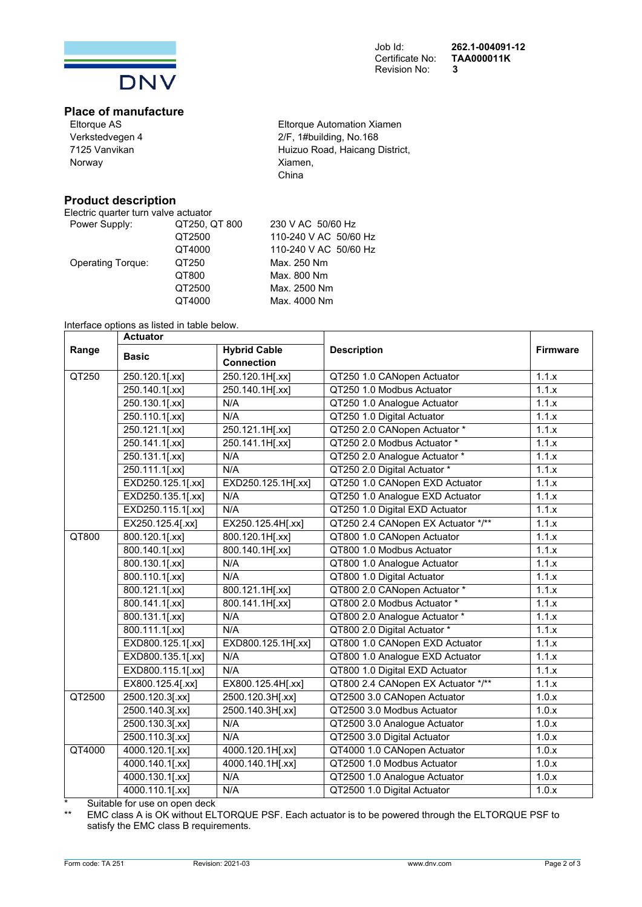Job Id: **262.1-004091-12**
Certificate No: **TAA000011K**
Revision No: **3**

## Place of manufacture

Eltorque AS
Verkstedvegen 4
7125 Vanvikan
Norway

Eltorque Automation Xiamen
2/F, 1#building, No.168
Huizuo Road, Haicang District,
Xiamen,
China

## Product description

Electric quarter turn valve actuator

| | | |
|---|---|---|
| Power Supply: | QT250, QT 800 | 230 V AC 50/60 Hz |
| | QT2500 | 110-240 V AC 50/60 Hz |
| | QT4000 | 110-240 V AC 50/60 Hz |
| Operating Torque: | QT250 | Max. 250 Nm |
| | QT800 | Max. 800 Nm |
| | QT2500 | Max. 2500 Nm |
| | QT4000 | Max. 4000 Nm |

Interface options as listed in table below.

| Range | Actuator | | Description | Firmware |
|---|---|---|---|---|
| | **Basic** | **Hybrid Cable Connection** | | |
| QT250 | 250.120.1[.xx] | 250.120.1H[.xx] | QT250 1.0 CANopen Actuator | 1.1.x |
| | 250.140.1[.xx] | 250.140.1H[.xx] | QT250 1.0 Modbus Actuator | 1.1.x |
| | 250.130.1[.xx] | N/A | QT250 1.0 Analogue Actuator | 1.1.x |
| | 250.110.1[.xx] | N/A | QT250 1.0 Digital Actuator | 1.1.x |
| | 250.121.1[.xx] | 250.121.1H[.xx] | QT250 2.0 CANopen Actuator * | 1.1.x |
| | 250.141.1[.xx] | 250.141.1H[.xx] | QT250 2.0 Modbus Actuator * | 1.1.x |
| | 250.131.1[.xx] | N/A | QT250 2.0 Analogue Actuator * | 1.1.x |
| | 250.111.1[.xx] | N/A | QT250 2.0 Digital Actuator * | 1.1.x |
| | EXD250.125.1[.xx] | EXD250.125.1H[.xx] | QT250 1.0 CANopen EXD Actuator | 1.1.x |
| | EXD250.135.1[.xx] | N/A | QT250 1.0 Analogue EXD Actuator | 1.1.x |
| | EXD250.115.1[.xx] | N/A | QT250 1.0 Digital EXD Actuator | 1.1.x |
| | EX250.125.4[.xx] | EX250.125.4H[.xx] | QT250 2.4 CANopen EX Actuator */** | 1.1.x |
| QT800 | 800.120.1[.xx] | 800.120.1H[.xx] | QT800 1.0 CANopen Actuator | 1.1.x |
| | 800.140.1[.xx] | 800.140.1H[.xx] | QT800 1.0 Modbus Actuator | 1.1.x |
| | 800.130.1[.xx] | N/A | QT800 1.0 Analogue Actuator | 1.1.x |
| | 800.110.1[.xx] | N/A | QT800 1.0 Digital Actuator | 1.1.x |
| | 800.121.1[.xx] | 800.121.1H[.xx] | QT800 2.0 CANopen Actuator * | 1.1.x |
| | 800.141.1[.xx] | 800.141.1H[.xx] | QT800 2.0 Modbus Actuator * | 1.1.x |
| | 800.131.1[.xx] | N/A | QT800 2.0 Analogue Actuator * | 1.1.x |
| | 800.111.1[.xx] | N/A | QT800 2.0 Digital Actuator * | 1.1.x |
| | EXD800.125.1[.xx] | EXD800.125.1H[.xx] | QT800 1.0 CANopen EXD Actuator | 1.1.x |
| | EXD800.135.1[.xx] | N/A | QT800 1.0 Analogue EXD Actuator | 1.1.x |
| | EXD800.115.1[.xx] | N/A | QT800 1.0 Digital EXD Actuator | 1.1.x |
| | EX800.125.4[.xx] | EX800.125.4H[.xx] | QT800 2.4 CANopen EX Actuator */** | 1.1.x |
| QT2500 | 2500.120.3[.xx] | 2500.120.3H[.xx] | QT2500 3.0 CANopen Actuator | 1.0.x |
| | 2500.140.3[.xx] | 2500.140.3H[.xx] | QT2500 3.0 Modbus Actuator | 1.0.x |
| | 2500.130.3[.xx] | N/A | QT2500 3.0 Analogue Actuator | 1.0.x |
| | 2500.110.3[.xx] | N/A | QT2500 3.0 Digital Actuator | 1.0.x |
| QT4000 | 4000.120.1[.xx] | 4000.120.1H[.xx] | QT4000 1.0 CANopen Actuator | 1.0.x |
| | 4000.140.1[.xx] | 4000.140.1H[.xx] | QT2500 1.0 Modbus Actuator | 1.0.x |
| | 4000.130.1[.xx] | N/A | QT2500 1.0 Analogue Actuator | 1.0.x |
| | 4000.110.1[.xx] | N/A | QT2500 1.0 Digital Actuator | 1.0.x |

\* Suitable for use on open deck

\*\* EMC class A is OK without ELTORQUE PSF. Each actuator is to be powered through the ELTORQUE PSF to satisfy the EMC class B requirements.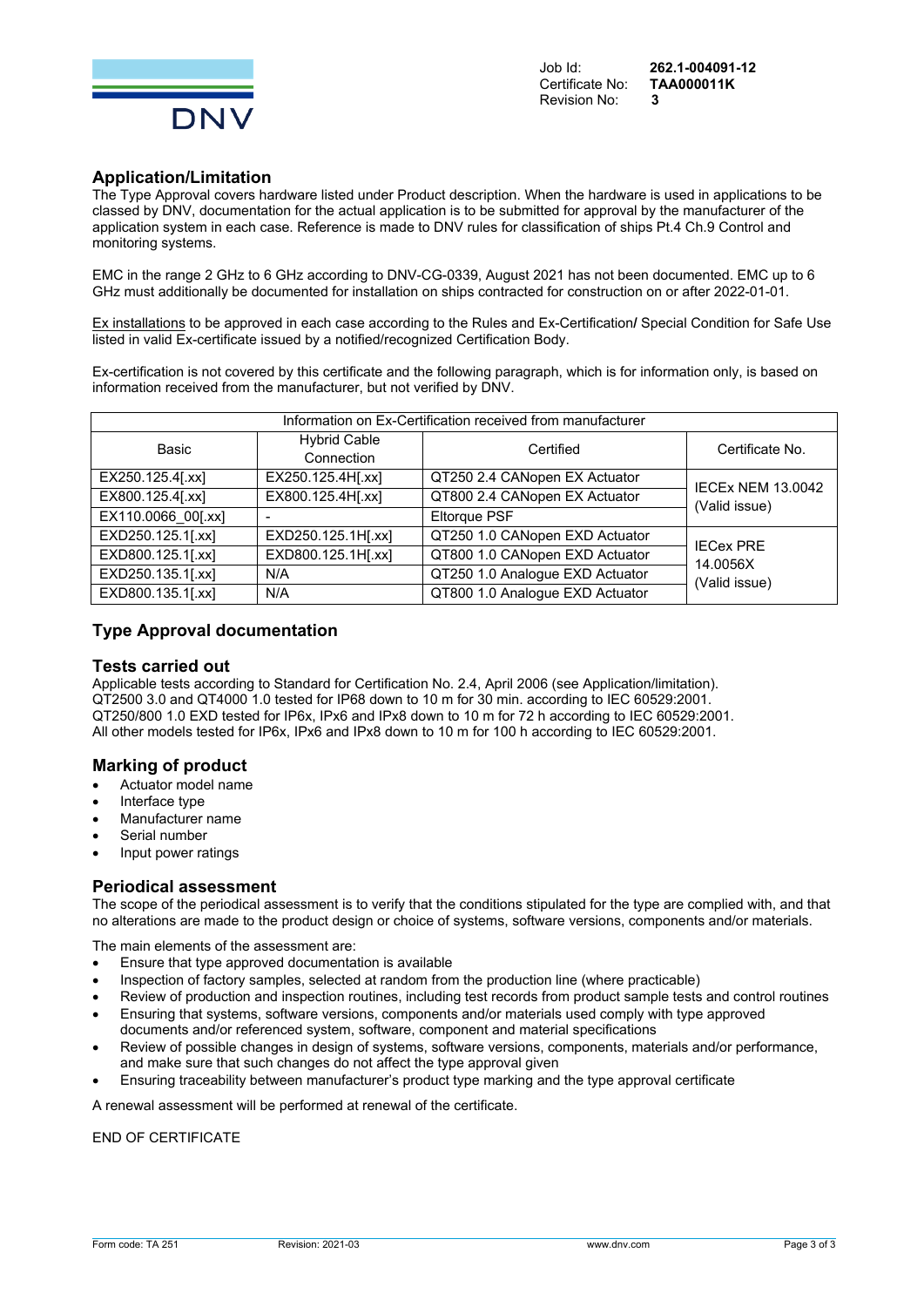Job Id: **262.1-004091-12**
Certificate No: **TAA000011K**
Revision No: **3**

## Application/Limitation

The Type Approval covers hardware listed under Product description. When the hardware is used in applications to be classed by DNV, documentation for the actual application is to be submitted for approval by the manufacturer of the application system in each case. Reference is made to DNV rules for classification of ships Pt.4 Ch.9 Control and monitoring systems.

EMC in the range 2 GHz to 6 GHz according to DNV-CG-0339, August 2021 has not been documented. EMC up to 6 GHz must additionally be documented for installation on ships contracted for construction on or after 2022-01-01.

Ex installations to be approved in each case according to the Rules and Ex-Certification/ Special Condition for Safe Use listed in valid Ex-certificate issued by a notified/recognized Certification Body.

Ex-certification is not covered by this certificate and the following paragraph, which is for information only, is based on information received from the manufacturer, but not verified by DNV.

| Information on Ex-Certification received from manufacturer | | | |
|---|---|---|---|
| Basic | Hybrid Cable Connection | Certified | Certificate No. |
| EX250.125.4[.xx] | EX250.125.4H[.xx] | QT250 2.4 CANopen EX Actuator | IECEx NEM 13.0042 (Valid issue) |
| EX800.125.4[.xx] | EX800.125.4H[.xx] | QT800 2.4 CANopen EX Actuator | |
| EX110.0066_00[.xx] | - | Eltorque PSF | |
| EXD250.125.1[.xx] | EXD250.125.1H[.xx] | QT250 1.0 CANopen EXD Actuator | IECex PRE 14.0056X (Valid issue) |
| EXD800.125.1[.xx] | EXD800.125.1H[.xx] | QT800 1.0 CANopen EXD Actuator | |
| EXD250.135.1[.xx] | N/A | QT250 1.0 Analogue EXD Actuator | |
| EXD800.135.1[.xx] | N/A | QT800 1.0 Analogue EXD Actuator | |

## Type Approval documentation

### Tests carried out

Applicable tests according to Standard for Certification No. 2.4, April 2006 (see Application/limitation).
QT2500 3.0 and QT4000 1.0 tested for IP68 down to 10 m for 30 min. according to IEC 60529:2001.
QT250/800 1.0 EXD tested for IP6x, IPx6 and IPx8 down to 10 m for 72 h according to IEC 60529:2001.
All other models tested for IP6x, IPx6 and IPx8 down to 10 m for 100 h according to IEC 60529:2001.

### Marking of product

- Actuator model name
- Interface type
- Manufacturer name
- Serial number
- Input power ratings

### Periodical assessment

The scope of the periodical assessment is to verify that the conditions stipulated for the type are complied with, and that no alterations are made to the product design or choice of systems, software versions, components and/or materials.

The main elements of the assessment are:

- Ensure that type approved documentation is available
- Inspection of factory samples, selected at random from the production line (where practicable)
- Review of production and inspection routines, including test records from product sample tests and control routines
- Ensuring that systems, software versions, components and/or materials used comply with type approved documents and/or referenced system, software, component and material specifications
- Review of possible changes in design of systems, software versions, components, materials and/or performance, and make sure that such changes do not affect the type approval given
- Ensuring traceability between manufacturer's product type marking and the type approval certificate

A renewal assessment will be performed at renewal of the certificate.

END OF CERTIFICATE